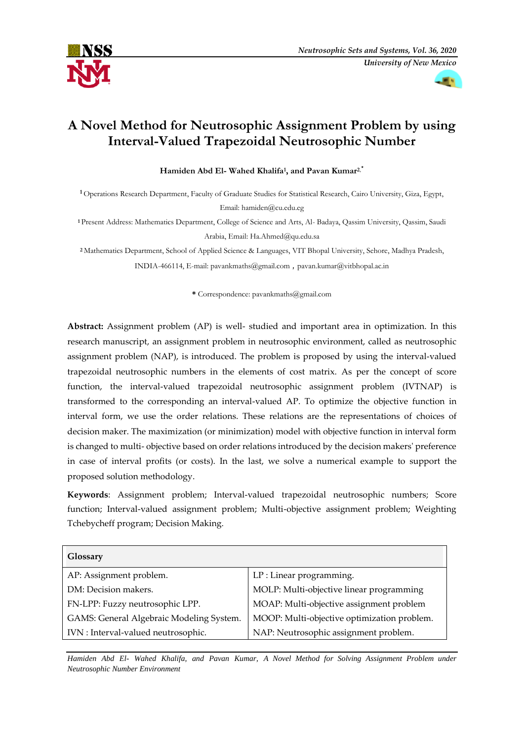# A Novel Method for Neutrosophic Assignment Problem by using Interval-Valued Trapezoidal Neutrosophic Number

**Hamiden Abd El- Wahed Khalifa[1], and Pavan Kumar[2,*]**

[1] Operations Research Department, Faculty of Graduate Studies for Statistical Research, Cairo University, Giza, Egypt, Email: hamiden@cu.edu.eg

[1] Present Address: Mathematics Department, College of Science and Arts, Al- Badaya, Qassim University, Qassim, Saudi Arabia, Email: Ha.Ahmed@qu.edu.sa

[2] Mathematics Department, School of Applied Science & Languages, VIT Bhopal University, Sehore, Madhya Pradesh, INDIA-466114, E-mail: pavankmaths@gmail.com , pavan.kumar@vitbhopal.ac.in

* Correspondence: pavankmaths@gmail.com

**Abstract:** Assignment problem (AP) is well- studied and important area in optimization. In this research manuscript, an assignment problem in neutrosophic environment, called as neutrosophic assignment problem (NAP), is introduced. The problem is proposed by using the interval-valued trapezoidal neutrosophic numbers in the elements of cost matrix. As per the concept of score function, the interval-valued trapezoidal neutrosophic assignment problem (IVTNAP) is transformed to the corresponding an interval-valued AP. To optimize the objective function in interval form, we use the order relations. These relations are the representations of choices of decision maker. The maximization (or minimization) model with objective function in interval form is changed to multi- objective based on order relations introduced by the decision makers' preference in case of interval profits (or costs). In the last, we solve a numerical example to support the proposed solution methodology.

**Keywords**: Assignment problem; Interval-valued trapezoidal neutrosophic numbers; Score function; Interval-valued assignment problem; Multi-objective assignment problem; Weighting Tchebycheff program; Decision Making.

| Glossary | |
|---|---|
| AP: Assignment problem. | LP : Linear programming. |
| DM: Decision makers. | MOLP: Multi-objective linear programming |
| FN-LPP: Fuzzy neutrosophic LPP. | MOAP: Multi-objective assignment problem |
| GAMS: General Algebraic Modeling System. | MOOP: Multi-objective optimization problem. |
| IVN : Interval-valued neutrosophic. | NAP: Neutrosophic assignment problem. |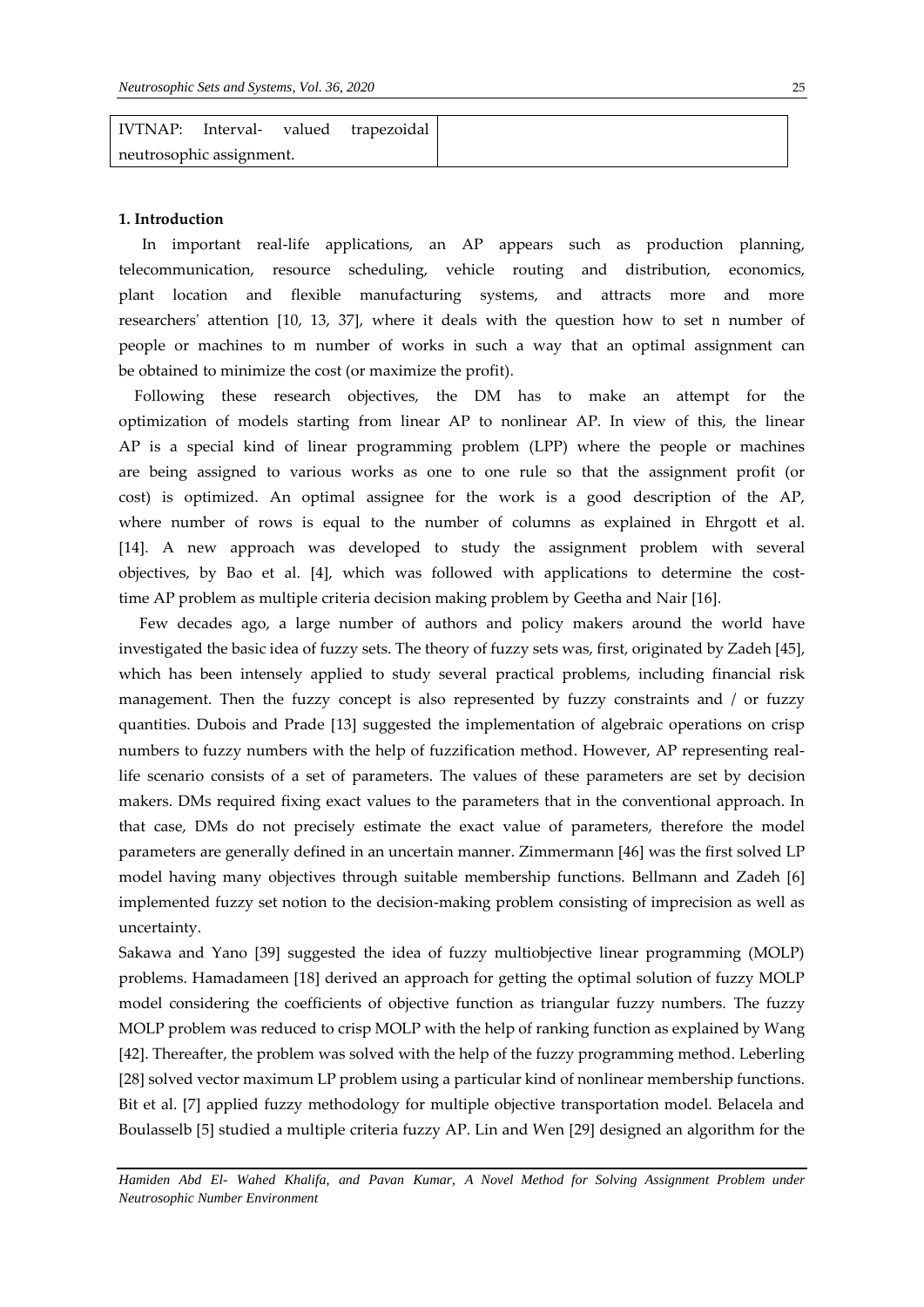| IVTNAP: Interval- valued trapezoidal neutrosophic assignment. | |
|---|---|

**1. Introduction**

In important real-life applications, an AP appears such as production planning, telecommunication, resource scheduling, vehicle routing and distribution, economics, plant location and flexible manufacturing systems, and attracts more and more researchers' attention [10, 13, 37], where it deals with the question how to set n number of people or machines to m number of works in such a way that an optimal assignment can be obtained to minimize the cost (or maximize the profit).

Following these research objectives, the DM has to make an attempt for the optimization of models starting from linear AP to nonlinear AP. In view of this, the linear AP is a special kind of linear programming problem (LPP) where the people or machines are being assigned to various works as one to one rule so that the assignment profit (or cost) is optimized. An optimal assignee for the work is a good description of the AP, where number of rows is equal to the number of columns as explained in Ehrgott et al. [14]. A new approach was developed to study the assignment problem with several objectives, by Bao et al. [4], which was followed with applications to determine the cost-time AP problem as multiple criteria decision making problem by Geetha and Nair [16].

Few decades ago, a large number of authors and policy makers around the world have investigated the basic idea of fuzzy sets. The theory of fuzzy sets was, first, originated by Zadeh [45], which has been intensely applied to study several practical problems, including financial risk management. Then the fuzzy concept is also represented by fuzzy constraints and / or fuzzy quantities. Dubois and Prade [13] suggested the implementation of algebraic operations on crisp numbers to fuzzy numbers with the help of fuzzification method. However, AP representing real-life scenario consists of a set of parameters. The values of these parameters are set by decision makers. DMs required fixing exact values to the parameters that in the conventional approach. In that case, DMs do not precisely estimate the exact value of parameters, therefore the model parameters are generally defined in an uncertain manner. Zimmermann [46] was the first solved LP model having many objectives through suitable membership functions. Bellmann and Zadeh [6] implemented fuzzy set notion to the decision-making problem consisting of imprecision as well as uncertainty.

Sakawa and Yano [39] suggested the idea of fuzzy multiobjective linear programming (MOLP) problems. Hamadameen [18] derived an approach for getting the optimal solution of fuzzy MOLP model considering the coefficients of objective function as triangular fuzzy numbers. The fuzzy MOLP problem was reduced to crisp MOLP with the help of ranking function as explained by Wang [42]. Thereafter, the problem was solved with the help of the fuzzy programming method. Leberling [28] solved vector maximum LP problem using a particular kind of nonlinear membership functions. Bit et al. [7] applied fuzzy methodology for multiple objective transportation model. Belacela and Boulasselb [5] studied a multiple criteria fuzzy AP. Lin and Wen [29] designed an algorithm for the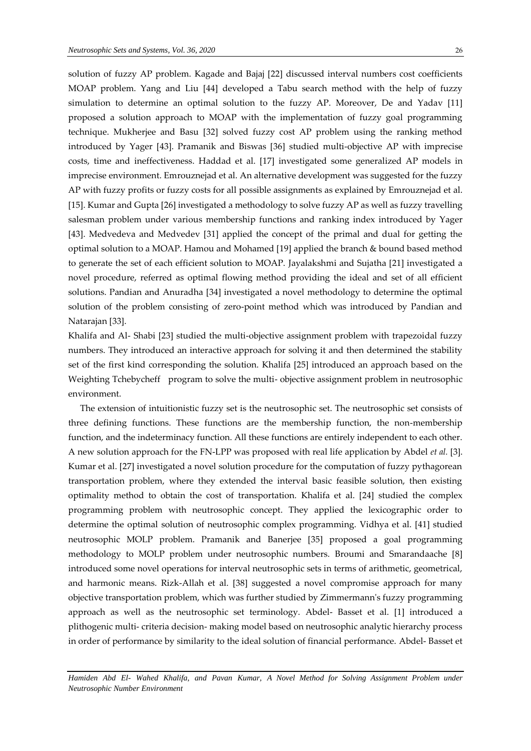solution of fuzzy AP problem. Kagade and Bajaj [22] discussed interval numbers cost coefficients MOAP problem. Yang and Liu [44] developed a Tabu search method with the help of fuzzy simulation to determine an optimal solution to the fuzzy AP. Moreover, De and Yadav [11] proposed a solution approach to MOAP with the implementation of fuzzy goal programming technique. Mukherjee and Basu [32] solved fuzzy cost AP problem using the ranking method introduced by Yager [43]. Pramanik and Biswas [36] studied multi-objective AP with imprecise costs, time and ineffectiveness. Haddad et al. [17] investigated some generalized AP models in imprecise environment. Emrouznejad et al. An alternative development was suggested for the fuzzy AP with fuzzy profits or fuzzy costs for all possible assignments as explained by Emrouznejad et al. [15]. Kumar and Gupta [26] investigated a methodology to solve fuzzy AP as well as fuzzy travelling salesman problem under various membership functions and ranking index introduced by Yager [43]. Medvedeva and Medvedev [31] applied the concept of the primal and dual for getting the optimal solution to a MOAP. Hamou and Mohamed [19] applied the branch & bound based method to generate the set of each efficient solution to MOAP. Jayalakshmi and Sujatha [21] investigated a novel procedure, referred as optimal flowing method providing the ideal and set of all efficient solutions. Pandian and Anuradha [34] investigated a novel methodology to determine the optimal solution of the problem consisting of zero-point method which was introduced by Pandian and Natarajan [33].

Khalifa and Al- Shabi [23] studied the multi-objective assignment problem with trapezoidal fuzzy numbers. They introduced an interactive approach for solving it and then determined the stability set of the first kind corresponding the solution. Khalifa [25] introduced an approach based on the Weighting Tchebycheff program to solve the multi- objective assignment problem in neutrosophic environment.

The extension of intuitionistic fuzzy set is the neutrosophic set. The neutrosophic set consists of three defining functions. These functions are the membership function, the non-membership function, and the indeterminacy function. All these functions are entirely independent to each other. A new solution approach for the FN-LPP was proposed with real life application by Abdel *et al.* [3]. Kumar et al. [27] investigated a novel solution procedure for the computation of fuzzy pythagorean transportation problem, where they extended the interval basic feasible solution, then existing optimality method to obtain the cost of transportation. Khalifa et al. [24] studied the complex programming problem with neutrosophic concept. They applied the lexicographic order to determine the optimal solution of neutrosophic complex programming. Vidhya et al. [41] studied neutrosophic MOLP problem. Pramanik and Banerjee [35] proposed a goal programming methodology to MOLP problem under neutrosophic numbers. Broumi and Smarandaache [8] introduced some novel operations for interval neutrosophic sets in terms of arithmetic, geometrical, and harmonic means. Rizk-Allah et al. [38] suggested a novel compromise approach for many objective transportation problem, which was further studied by Zimmermann's fuzzy programming approach as well as the neutrosophic set terminology. Abdel- Basset et al. [1] introduced a plithogenic multi- criteria decision- making model based on neutrosophic analytic hierarchy process in order of performance by similarity to the ideal solution of financial performance. Abdel- Basset et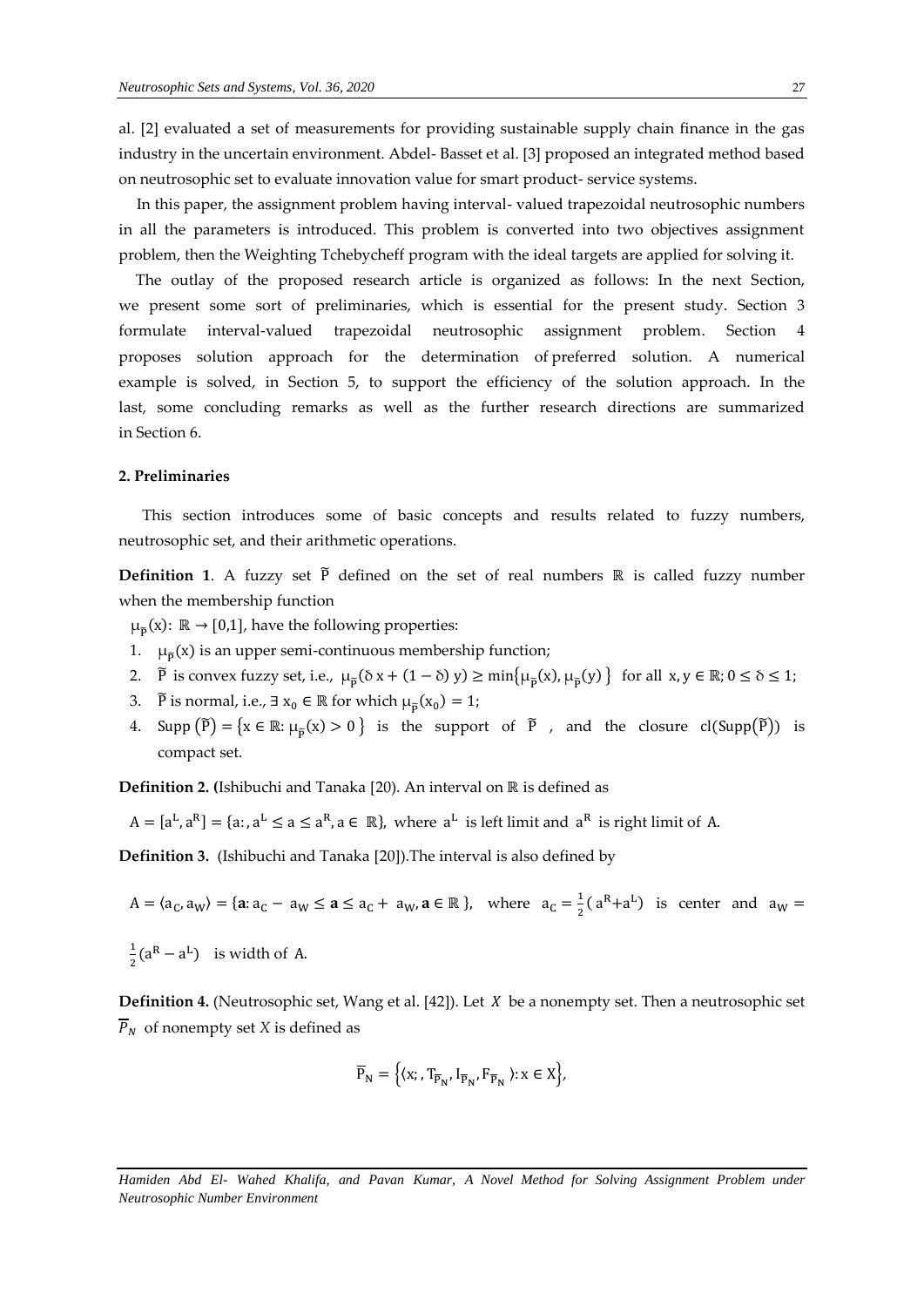al. [2] evaluated a set of measurements for providing sustainable supply chain finance in the gas industry in the uncertain environment. Abdel- Basset et al. [3] proposed an integrated method based on neutrosophic set to evaluate innovation value for smart product- service systems.

In this paper, the assignment problem having interval- valued trapezoidal neutrosophic numbers in all the parameters is introduced. This problem is converted into two objectives assignment problem, then the Weighting Tchebycheff program with the ideal targets are applied for solving it.

The outlay of the proposed research article is organized as follows: In the next Section, we present some sort of preliminaries, which is essential for the present study. Section 3 formulate interval-valued trapezoidal neutrosophic assignment problem. Section 4 proposes solution approach for the determination of preferred solution. A numerical example is solved, in Section 5, to support the efficiency of the solution approach. In the last, some concluding remarks as well as the further research directions are summarized in Section 6.

## 2. Preliminaries

This section introduces some of basic concepts and results related to fuzzy numbers, neutrosophic set, and their arithmetic operations.

**Definition 1**. A fuzzy set $\widetilde{P}$ defined on the set of real numbers $\mathbb{R}$ is called fuzzy number when the membership function

$\mu_{\widetilde{P}}(x)$: $\mathbb{R} \rightarrow [0,1]$, have the following properties:

1. $\mu_{\widetilde{P}}(x)$ is an upper semi-continuous membership function;
2. $\widetilde{P}$ is convex fuzzy set, i.e., $\mu_{\widetilde{P}}(\delta\, x + (1-\delta)\, y) \geq \min\{\mu_{\widetilde{P}}(x), \mu_{\widetilde{P}}(y)\}$ for all $x, y \in \mathbb{R}; 0 \leq \delta \leq 1$;
3. $\widetilde{P}$ is normal, i.e., $\exists\, x_0 \in \mathbb{R}$ for which $\mu_{\widetilde{P}}(x_0) = 1$;
4. $\text{Supp}\,(\widetilde{P}) = \{x \in \mathbb{R}: \mu_{\widetilde{P}}(x) > 0\}$ is the support of $\widetilde{P}$ , and the closure $\text{cl}(\text{Supp}(\widetilde{P}))$ is compact set.

**Definition 2. (**Ishibuchi and Tanaka [20]). An interval on $\mathbb{R}$ is defined as

$A = [a^L, a^R] = \{a:, a^L \leq a \leq a^R, a \in \mathbb{R}\}$, where $a^L$ is left limit and $a^R$ is right limit of A.

**Definition 3.** (Ishibuchi and Tanaka [20]).The interval is also defined by

$A = \langle a_C, a_W \rangle = \{\mathbf{a}: a_C - a_W \leq \mathbf{a} \leq a_C + a_W, \mathbf{a} \in \mathbb{R}\}$, where $a_C = \frac{1}{2}(a^R + a^L)$ is center and $a_W = \frac{1}{2}(a^R - a^L)$ is width of A.

**Definition 4.** (Neutrosophic set, Wang et al. [42]). Let $X$ be a nonempty set. Then a neutrosophic set $\overline{P}_N$ of nonempty set *X* is defined as

$$\overline{P}_N = \left\{\langle x;, T_{\overline{P}_N}, I_{\overline{P}_N}, F_{\overline{P}_N} \rangle : x \in X\right\},$$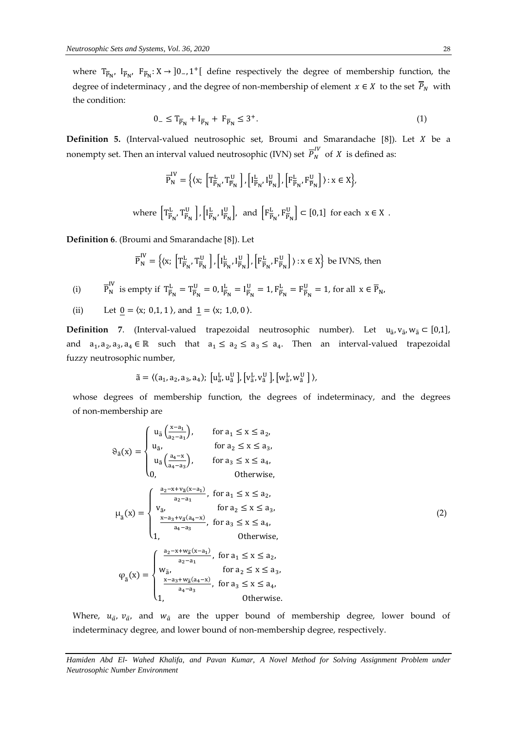where $T_{\overline{P}_N}, I_{\overline{P}_N}, F_{\overline{P}_N}: X \to ]0_-, 1^+[$ define respectively the degree of membership function, the degree of indeterminacy , and the degree of non-membership of element $x \in X$ to the set $\overline{P}_N$ with the condition:

$$0_- \leq T_{\overline{P}_N} + I_{\overline{P}_N} + F_{\overline{P}_N} \leq 3^+. \tag{1}$$

**Definition 5.** (Interval-valued neutrosophic set, Broumi and Smarandache [8]). Let $X$ be a nonempty set. Then an interval valued neutrosophic (IVN) set $\overline{P}_N^{IV}$ of $X$ is defined as:

$$\overline{P}_N^{IV} = \left\{ \langle x;\ \left[T_{\overline{P}_N}^L, T_{\overline{P}_N}^U\right], \left[I_{\overline{P}_N}^L, I_{\overline{P}_N}^U\right], \left[F_{\overline{P}_N}^L, F_{\overline{P}_N}^U\right] \rangle : x \in X \right\},$$

where $\left[T_{\overline{P}_N}^L, T_{\overline{P}_N}^U\right], \left[I_{\overline{P}_N}^L, I_{\overline{P}_N}^U\right]$, and $\left[F_{\overline{P}_N}^L, F_{\overline{P}_N}^U\right] \subset [0,1]$ for each $x \in X$ .

**Definition 6**. (Broumi and Smarandache [8]). Let

$\overline{P}_N^{IV} = \left\{ \langle x;\ \left[T_{\overline{P}_N}^L, T_{\overline{P}_N}^U\right], \left[I_{\overline{P}_N}^L, I_{\overline{P}_N}^U\right], \left[F_{\overline{P}_N}^L, F_{\overline{P}_N}^U\right] \rangle : x \in X \right\}$ be IVNS, then

(i) $\overline{P}_N^{IV}$ is empty if $T_{\overline{P}_N}^L = T_{\overline{P}_N}^U = 0, I_{\overline{P}_N}^L = I_{\overline{P}_N}^U = 1, F_{\overline{P}_N}^L = F_{\overline{P}_N}^U = 1$, for all $x \in \overline{P}_N$,

(ii) Let $\underline{0} = \langle x;\ 0,1,1 \rangle$, and $\underline{1} = \langle x;\ 1,0,0 \rangle$.

**Definition 7**. (Interval-valued trapezoidal neutrosophic number). Let $u_{\tilde{a}}, v_{\tilde{a}}, w_{\tilde{a}} \subset [0,1]$, and $a_1, a_2, a_3, a_4 \in \mathbb{R}$ such that $a_1 \leq a_2 \leq a_3 \leq a_4$. Then an interval-valued trapezoidal fuzzy neutrosophic number,

$$\tilde{a} = \langle (a_1, a_2, a_3, a_4);\ \left[u_{\tilde{a}}^L, u_{\tilde{a}}^U\right], \left[v_{\tilde{a}}^L, v_{\tilde{a}}^U\right], \left[w_{\tilde{a}}^L, w_{\tilde{a}}^U\right] \rangle,$$

whose degrees of membership function, the degrees of indeterminacy, and the degrees of non-membership are

$$\vartheta_{\tilde{a}}(x) = \begin{cases} u_{\tilde{a}}\left(\frac{x-a_1}{a_2-a_1}\right), & \text{for } a_1 \leq x \leq a_2, \\ u_{\tilde{a}}, & \text{for } a_2 \leq x \leq a_3, \\ u_{\tilde{a}}\left(\frac{a_4-x}{a_4-a_3}\right), & \text{for } a_3 \leq x \leq a_4, \\ 0, & \text{Otherwise,} \end{cases}$$

$$\mu_{\tilde{a}}(x) = \begin{cases} \frac{a_2-x+v_{\tilde{a}}(x-a_1)}{a_2-a_1}, & \text{for } a_1 \leq x \leq a_2, \\ v_{\tilde{a}}, & \text{for } a_2 \leq x \leq a_3, \\ \frac{x-a_3+v_{\tilde{a}}(a_4-x)}{a_4-a_3}, & \text{for } a_3 \leq x \leq a_4, \\ 1, & \text{Otherwise,} \end{cases} \tag{2}$$

$$\varphi_{\tilde{a}}(x) = \begin{cases} \frac{a_2-x+w_{\tilde{a}}(x-a_1)}{a_2-a_1}, & \text{for } a_1 \leq x \leq a_2, \\ w_{\tilde{a}}, & \text{for } a_2 \leq x \leq a_3, \\ \frac{x-a_3+w_{\tilde{a}}(a_4-x)}{a_4-a_3}, & \text{for } a_3 \leq x \leq a_4, \\ 1, & \text{Otherwise.} \end{cases}$$

Where, $u_{\tilde{a}}$, $v_{\tilde{a}}$, and $w_{\tilde{a}}$ are the upper bound of membership degree, lower bound of indeterminacy degree, and lower bound of non-membership degree, respectively.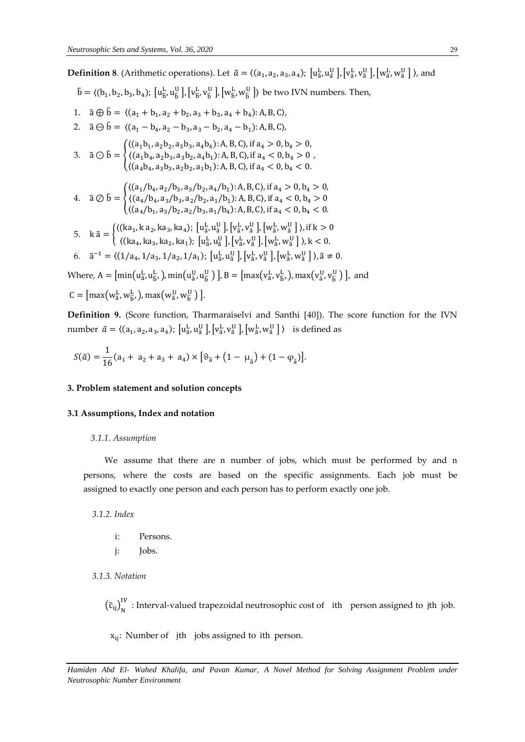**Definition 8**. (Arithmetic operations). Let $\tilde{a} = \langle (a_1, a_2, a_3, a_4);\ [u_{\tilde{a}}^L, u_{\tilde{a}}^U], [v_{\tilde{a}}^L, v_{\tilde{a}}^U], [w_{\tilde{a}}^L, w_{\tilde{a}}^U] \rangle$, and

$\tilde{b} = \langle (b_1, b_2, b_3, b_4);\ [u_{\tilde{b}}^L, u_{\tilde{b}}^U], [v_{\tilde{b}}^L, v_{\tilde{b}}^U], [w_{\tilde{b}}^L, w_{\tilde{b}}^U] \rangle$ be two IVN numbers. Then,

1. $\tilde{a} \oplus \tilde{b} = \langle (a_1 + b_1, a_2 + b_2, a_3 + b_3, a_4 + b_4): A, B, C \rangle$,
2. $\tilde{a} \ominus \tilde{b} = \langle (a_1 - b_4, a_2 - b_3, a_3 - b_2, a_4 - b_1): A, B, C \rangle$,
3. $\tilde{a} \odot \tilde{b} = \begin{cases} \langle (a_1 b_1, a_2 b_2, a_3 b_3, a_4 b_4): A, B, C \rangle, \text{if } a_4 > 0, b_4 > 0, \\ \langle (a_1 b_4, a_2 b_3, a_3 b_2, a_4 b_1): A, B, C \rangle, \text{if } a_4 < 0, b_4 > 0\ , \\ \langle (a_4 b_4, a_3 b_3, a_2 b_2, a_1 b_1): A, B, C \rangle, \text{if } a_4 < 0, b_4 < 0. \end{cases}$
4. $\tilde{a} \oslash \tilde{b} = \begin{cases} \langle (a_1/b_4, a_2/b_3, a_3/b_2, a_4/b_1): A, B, C \rangle, \text{if } a_4 > 0, b_4 > 0, \\ \langle (a_4/b_4, a_3/b_3, a_2/b_2, a_1/b_1): A, B, C \rangle, \text{if } a_4 < 0, b_4 > 0 \\ \langle (a_4/b_1, a_3/b_2, a_2/b_3, a_1/b_4): A, B, C \rangle, \text{if } a_4 < 0, b_4 < 0. \end{cases}$
5. $k\,\tilde{a} = \begin{cases} \langle (ka_1, k\,a_2, ka_3, ka_4);\ [u_{\tilde{a}}^L, u_{\tilde{a}}^U], [v_{\tilde{a}}^L, v_{\tilde{a}}^U], [w_{\tilde{a}}^L, w_{\tilde{a}}^U] \rangle, \text{if } k > 0 \\ \langle (ka_4, ka_3, ka_2, ka_1);\ [u_{\tilde{a}}^L, u_{\tilde{a}}^U], [v_{\tilde{a}}^L, v_{\tilde{a}}^U], [w_{\tilde{a}}^L, w_{\tilde{a}}^U] \rangle, k < 0. \end{cases}$
6. $\tilde{a}^{-1} = \langle (1/a_4, 1/a_3, 1/a_2, 1/a_1);\ [u_{\tilde{a}}^L, u_{\tilde{a}}^U], [v_{\tilde{a}}^L, v_{\tilde{a}}^U], [w_{\tilde{a}}^L, w_{\tilde{a}}^U] \rangle, \tilde{a} \neq 0.$

Where, $A = [\min(u_{\tilde{a}}^L, u_{\tilde{b}}^L), \min(u_{\tilde{a}}^U, u_{\tilde{b}}^U)]$, $B = [\max(v_{\tilde{a}}^L, v_{\tilde{b}}^L), \max(v_{\tilde{a}}^U, v_{\tilde{b}}^U)]$, and

$C = [\max(w_{\tilde{a}}^L, w_{\tilde{b}}^L), \max(w_{\tilde{a}}^U, w_{\tilde{b}}^U)]$.

**Definition 9.** (Score function, Tharmaraiselvi and Santhi [40]). The score function for the IVN number $\tilde{a} = \langle (a_1, a_2, a_3, a_4);\ [u_{\tilde{a}}^L, u_{\tilde{a}}^U], [v_{\tilde{a}}^L, v_{\tilde{a}}^U], [w_{\tilde{a}}^L, w_{\tilde{a}}^U] \rangle$ is defined as

$$S(\tilde{a}) = \frac{1}{16}(a_1 + a_2 + a_3 + a_4) \times \left[\vartheta_{\tilde{a}} + (1 - \mu_{\tilde{a}}) + (1 - \varphi_{\tilde{a}})\right].$$

## 3. Problem statement and solution concepts

### 3.1 Assumptions, Index and notation

#### *3.1.1. Assumption*

We assume that there are n number of jobs, which must be performed by and n persons, where the costs are based on the specific assignments. Each job must be assigned to exactly one person and each person has to perform exactly one job.

#### *3.1.2. Index*

- i: Persons.
- j: Jobs.

#### *3.1.3. Notation*

$(\tilde{c}_{ij})_N^{IV}$ : Interval-valued trapezoidal neutrosophic cost of ith person assigned to jth job.

$x_{ij}$: Number of jth jobs assigned to ith person.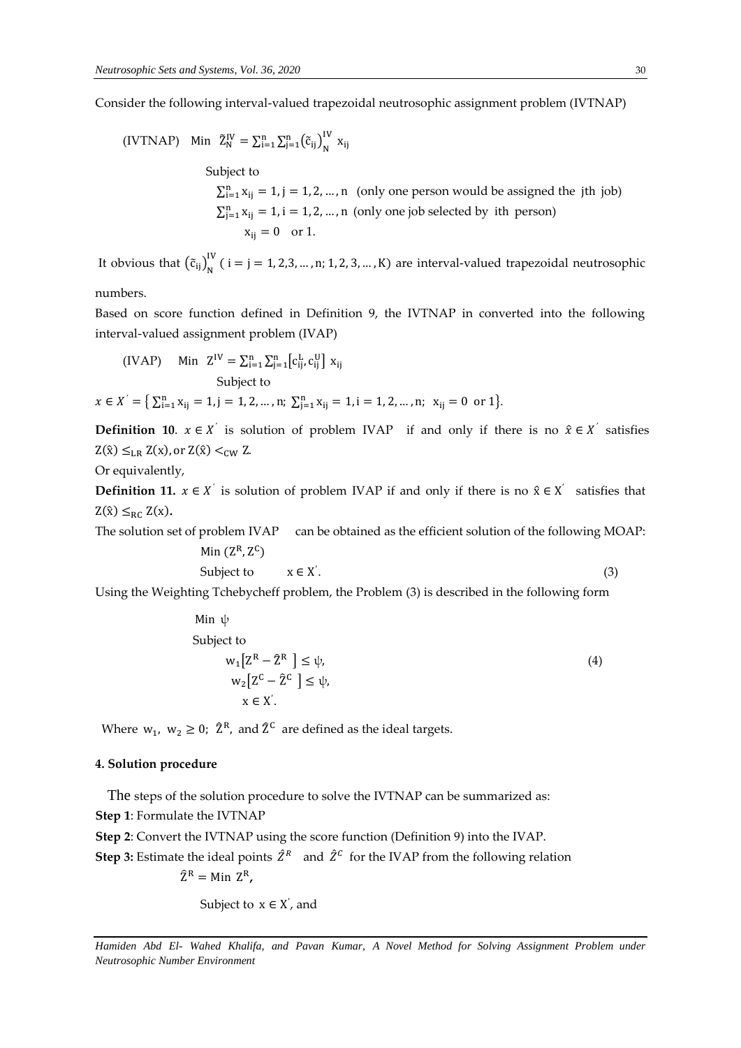Consider the following interval-valued trapezoidal neutrosophic assignment problem (IVTNAP)

$$\text{(IVTNAP)} \quad \text{Min} \quad \tilde{Z}_N^{IV} = \sum_{i=1}^{n} \sum_{j=1}^{n} \left(\tilde{c}_{ij}\right)_N^{IV} x_{ij}$$

Subject to

$\sum_{i=1}^{n} x_{ij} = 1, j = 1, 2, \dots, n$ (only one person would be assigned the jth job)

$\sum_{j=1}^{n} x_{ij} = 1, i = 1, 2, \dots, n$ (only one job selected by ith person)

$x_{ij} = 0$ or 1.

It obvious that $\left(\tilde{c}_{ij}\right)_N^{IV}$ ( $i = j = 1, 2, 3, \dots, n; 1, 2, 3, \dots, K$) are interval-valued trapezoidal neutrosophic numbers.

Based on score function defined in Definition 9, the IVTNAP in converted into the following interval-valued assignment problem (IVAP)

$$\text{(IVAP)} \quad \text{Min} \quad Z^{IV} = \sum_{i=1}^{n} \sum_{j=1}^{n} \left[c_{ij}^{L}, c_{ij}^{U}\right] x_{ij}$$

Subject to

$$x \in X' = \left\{ \sum_{i=1}^{n} x_{ij} = 1, j = 1, 2, \dots, n; \ \sum_{j=1}^{n} x_{ij} = 1, i = 1, 2, \dots, n; \ x_{ij} = 0 \text{ or } 1 \right\}.$$

**Definition 10**. $x \in X'$ is solution of problem IVAP if and only if there is no $\hat{x} \in X'$ satisfies $Z(\hat{x}) \leq_{LR} Z(x)$, or $Z(\hat{x}) <_{CW} Z$.

Or equivalently,

**Definition 11.** $x \in X'$ is solution of problem IVAP if and only if there is no $\hat{x} \in X'$ satisfies that $Z(\hat{x}) \leq_{RC} Z(x)$.

The solution set of problem IVAP can be obtained as the efficient solution of the following MOAP:

$$\begin{aligned} &\text{Min } \left(Z^R, Z^C\right) \\ &\text{Subject to} \quad x \in X'. \end{aligned} \tag{3}$$

Using the Weighting Tchebycheff problem, the Problem (3) is described in the following form

$$\begin{aligned} &\text{Min } \psi \\ &\text{Subject to} \\ &\quad w_1\left[Z^R - \hat{Z}^R\right] \leq \psi, \\ &\quad w_2\left[Z^C - \hat{Z}^C\right] \leq \psi, \\ &\quad x \in X'. \end{aligned} \tag{4}$$

Where $w_1, w_2 \geq 0$; $\hat{Z}^R$, and $\hat{Z}^C$ are defined as the ideal targets.

#### 4. Solution procedure

The steps of the solution procedure to solve the IVTNAP can be summarized as:

**Step 1**: Formulate the IVTNAP

**Step 2**: Convert the IVTNAP using the score function (Definition 9) into the IVAP.

**Step 3:** Estimate the ideal points $\hat{Z}^R$ and $\hat{Z}^C$ for the IVAP from the following relation

$$\hat{Z}^R = \text{Min } Z^R,$$

Subject to $x \in X'$, and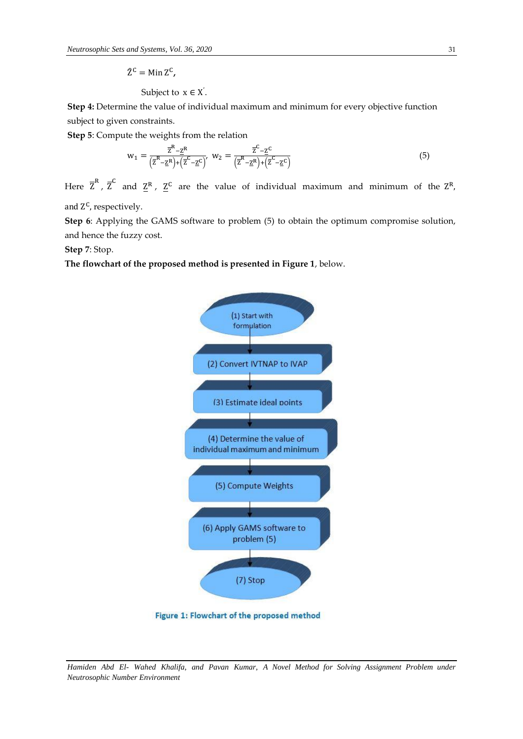$$\hat{Z}^C = \text{Min}\, Z^C,$$

Subject to $x \in X'$.

**Step 4:** Determine the value of individual maximum and minimum for every objective function subject to given constraints.

**Step 5**: Compute the weights from the relation

$$w_1 = \frac{\overline{Z}^R - \underline{Z}^R}{\left(\overline{Z}^R - \underline{Z}^R\right) + \left(\overline{Z}^C - \underline{Z}^C\right)}, \quad w_2 = \frac{\overline{Z}^C - \underline{Z}^C}{\left(\overline{Z}^R - \underline{Z}^R\right) + \left(\overline{Z}^C - \underline{Z}^C\right)} \tag{5}$$

Here $\overline{Z}^R$, $\overline{Z}^C$ and $\underline{Z}^R$, $\underline{Z}^C$ are the value of individual maximum and minimum of the $Z^R$, and $Z^C$, respectively.

**Step 6**: Applying the GAMS software to problem (5) to obtain the optimum compromise solution, and hence the fuzzy cost.

**Step 7**: Stop.

**The flowchart of the proposed method is presented in Figure 1**, below.

(1) Start with formulation → (2) Convert IVTNAP to IVAP → (3) Estimate ideal points → (4) Determine the value of individual maximum and minimum → (5) Compute Weights → (6) Apply GAMS software to problem (5) → (7) Stop

**Figure 1: Flowchart of the proposed method**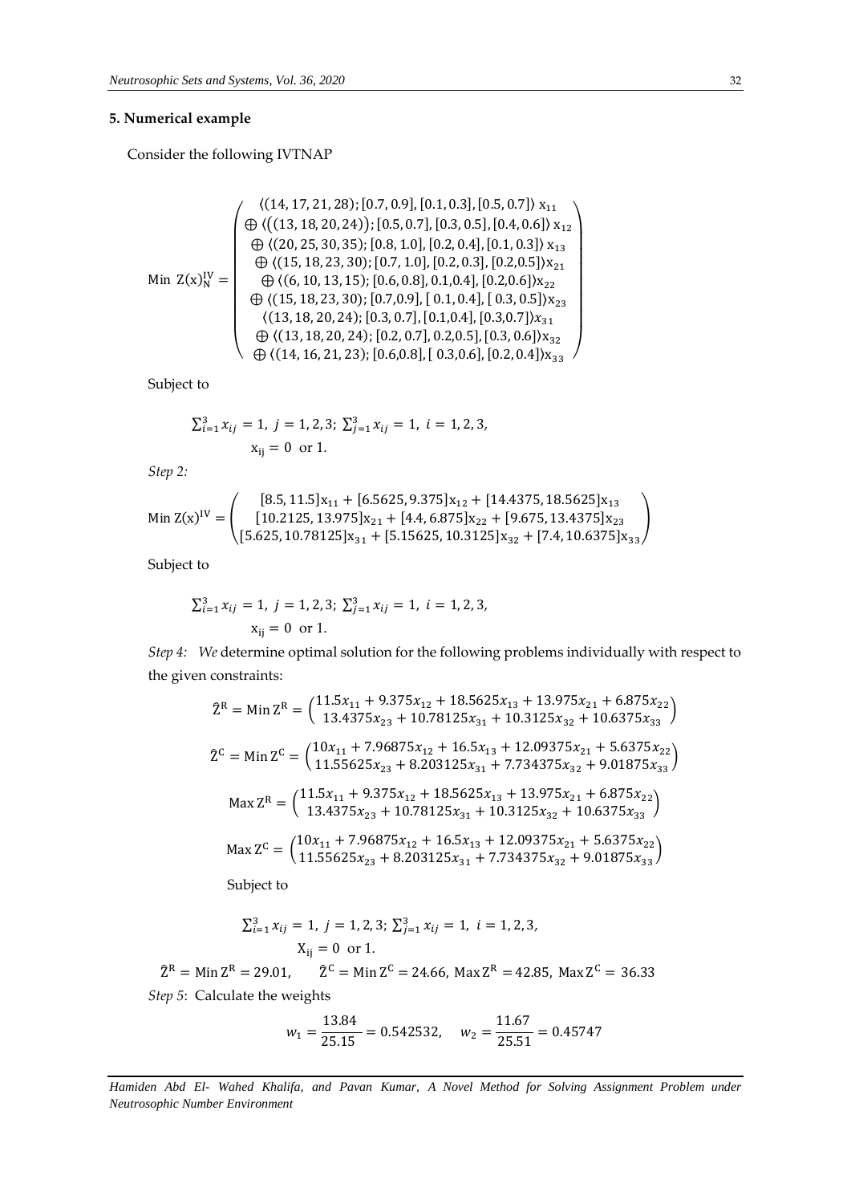## 5. Numerical example

Consider the following IVTNAP

$$
\text{Min } Z(x)_N^{IV} = \begin{pmatrix}
\langle(14,17,21,28);[0.7,0.9],[0.1,0.3],[0.5,0.7]\rangle\, x_{11} \\
\oplus \langle((13,18,20,24));[0.5,0.7],[0.3,0.5],[0.4,0.6]\rangle\, x_{12} \\
\oplus \langle(20,25,30,35);[0.8,1.0],[0.2,0.4],[0.1,0.3]\rangle\, x_{13} \\
\oplus \langle(15,18,23,30);[0.7,1.0],[0.2,0.3],[0.2,0.5]\rangle x_{21} \\
\oplus \langle(6,10,13,15);[0.6,0.8],0.1,0.4],[0.2,0.6]\rangle x_{22} \\
\oplus \langle(15,18,23,30);[0.7,0.9],[\,0.1,0.4],[\,0.3,0.5]\rangle x_{23} \\
\langle(13,18,20,24);[0.3,0.7],[0.1,0.4],[0.3,0.7]\rangle x_{31} \\
\oplus \langle(13,18,20,24);[0.2,0.7],0.2,0.5],[0.3,0.6]\rangle x_{32} \\
\oplus \langle(14,16,21,23);[0.6,0.8],[\,0.3,0.6],[0.2,0.4]\rangle x_{33}
\end{pmatrix}
$$

Subject to

$$\sum_{i=1}^{3} x_{ij} = 1,\ j = 1,2,3;\ \sum_{j=1}^{3} x_{ij} = 1,\ i = 1,2,3,$$
$$x_{ij} = 0 \text{ or } 1.$$

*Step 2:*

$$
\text{Min } Z(x)^{IV} = \begin{pmatrix}
[8.5,11.5]x_{11} + [6.5625,9.375]x_{12} + [14.4375,18.5625]x_{13} \\
[10.2125,13.975]x_{21} + [4.4,6.875]x_{22} + [9.675,13.4375]x_{23} \\
[5.625,10.78125]x_{31} + [5.15625,10.3125]x_{32} + [7.4,10.6375]x_{33}
\end{pmatrix}
$$

Subject to

$$\sum_{i=1}^{3} x_{ij} = 1,\ j = 1,2,3;\ \sum_{j=1}^{3} x_{ij} = 1,\ i = 1,2,3,$$
$$x_{ij} = 0 \text{ or } 1.$$

*Step 4: We* determine optimal solution for the following problems individually with respect to the given constraints:

$$\hat{Z}^R = \text{Min } Z^R = \begin{pmatrix} 11.5x_{11} + 9.375x_{12} + 18.5625x_{13} + 13.975x_{21} + 6.875x_{22} \\ 13.4375x_{23} + 10.78125x_{31} + 10.3125x_{32} + 10.6375x_{33} \end{pmatrix}$$

$$\hat{Z}^C = \text{Min } Z^C = \begin{pmatrix} 10x_{11} + 7.96875x_{12} + 16.5x_{13} + 12.09375x_{21} + 5.6375x_{22} \\ 11.55625x_{23} + 8.203125x_{31} + 7.734375x_{32} + 9.01875x_{33} \end{pmatrix}$$

$$\text{Max } Z^R = \begin{pmatrix} 11.5x_{11} + 9.375x_{12} + 18.5625x_{13} + 13.975x_{21} + 6.875x_{22} \\ 13.4375x_{23} + 10.78125x_{31} + 10.3125x_{32} + 10.6375x_{33} \end{pmatrix}$$

$$\text{Max } Z^C = \begin{pmatrix} 10x_{11} + 7.96875x_{12} + 16.5x_{13} + 12.09375x_{21} + 5.6375x_{22} \\ 11.55625x_{23} + 8.203125x_{31} + 7.734375x_{32} + 9.01875x_{33} \end{pmatrix}$$

Subject to

$$\sum_{i=1}^{3} x_{ij} = 1,\ j = 1,2,3;\ \sum_{j=1}^{3} x_{ij} = 1,\ i = 1,2,3,$$
$$X_{ij} = 0 \text{ or } 1.$$

$\hat{Z}^R = \text{Min } Z^R = 29.01,\quad \hat{Z}^C = \text{Min } Z^C = 24.66,\ \text{Max } Z^R = 42.85,\ \text{Max } Z^C = 36.33$

*Step 5*: Calculate the weights

$$w_1 = \frac{13.84}{25.15} = 0.542532, \quad w_2 = \frac{11.67}{25.51} = 0.45747$$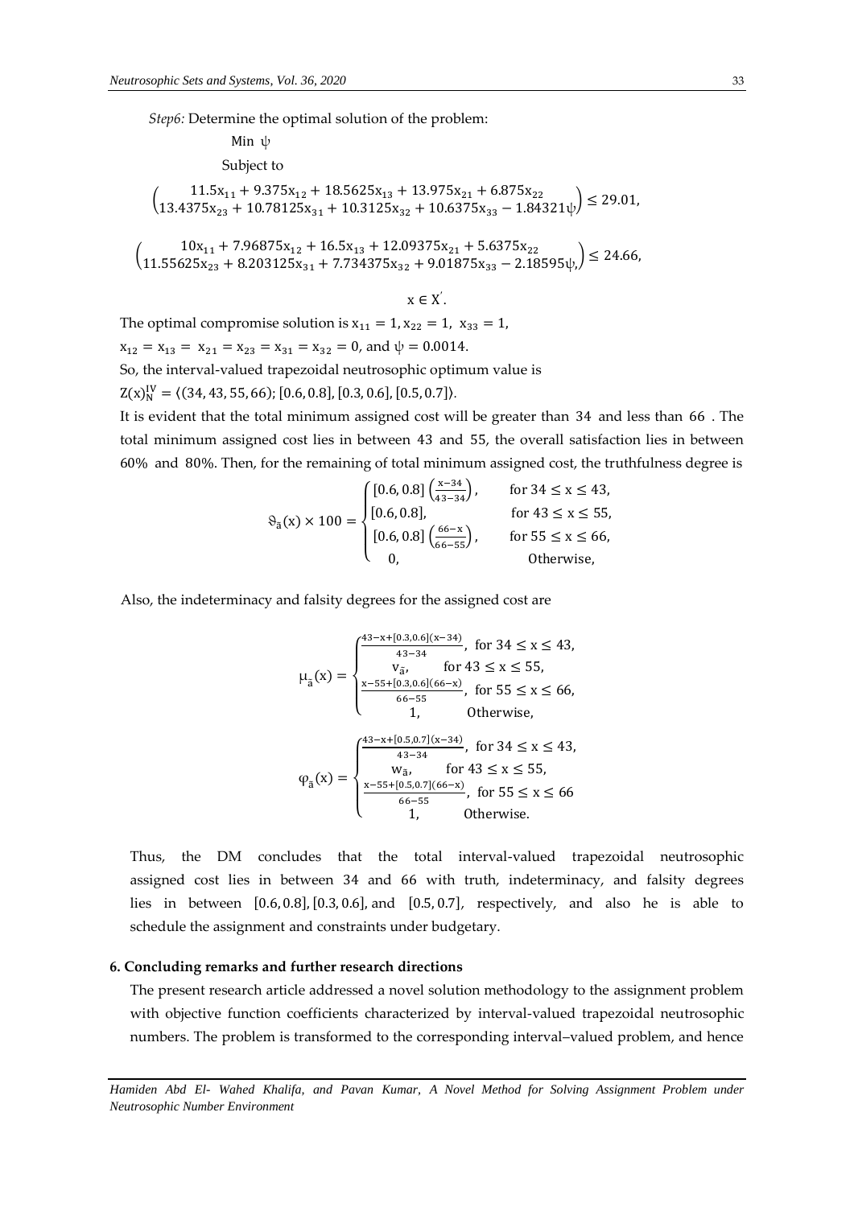*Step6:* Determine the optimal solution of the problem:

$$\text{Min } \psi$$

Subject to

$$\begin{pmatrix} 11.5x_{11} + 9.375x_{12} + 18.5625x_{13} + 13.975x_{21} + 6.875x_{22} \\ 13.4375x_{23} + 10.78125x_{31} + 10.3125x_{32} + 10.6375x_{33} - 1.84321\psi \end{pmatrix} \leq 29.01,$$

$$\begin{pmatrix} 10x_{11} + 7.96875x_{12} + 16.5x_{13} + 12.09375x_{21} + 5.6375x_{22} \\ 11.55625x_{23} + 8.203125x_{31} + 7.734375x_{32} + 9.01875x_{33} - 2.18595\psi, \end{pmatrix} \leq 24.66,$$

$$x \in X'.$$

The optimal compromise solution is $x_{11} = 1, x_{22} = 1, x_{33} = 1$,

$x_{12} = x_{13} = x_{21} = x_{23} = x_{31} = x_{32} = 0$, and $\psi = 0.0014$.

So, the interval-valued trapezoidal neutrosophic optimum value is

$Z(x)_N^{IV} = \langle (34, 43, 55, 66); [0.6, 0.8], [0.3, 0.6], [0.5, 0.7] \rangle$.

It is evident that the total minimum assigned cost will be greater than 34 and less than 66 . The total minimum assigned cost lies in between 43 and 55, the overall satisfaction lies in between 60% and 80%. Then, for the remaining of total minimum assigned cost, the truthfulness degree is

$$\vartheta_{\tilde{a}}(x) \times 100 = \begin{cases} [0.6, 0.8]\left(\frac{x-34}{43-34}\right), & \text{for } 34 \leq x \leq 43, \\ [0.6, 0.8], & \text{for } 43 \leq x \leq 55, \\ [0.6, 0.8]\left(\frac{66-x}{66-55}\right), & \text{for } 55 \leq x \leq 66, \\ 0, & \text{Otherwise,} \end{cases}$$

Also, the indeterminacy and falsity degrees for the assigned cost are

$$\mu_{\tilde{a}}(x) = \begin{cases} \frac{43-x+[0.3,0.6](x-34)}{43-34}, & \text{for } 34 \leq x \leq 43, \\ v_{\tilde{a}}, & \text{for } 43 \leq x \leq 55, \\ \frac{x-55+[0.3,0.6](66-x)}{66-55}, & \text{for } 55 \leq x \leq 66, \\ 1, & \text{Otherwise,} \end{cases}$$

$$\varphi_{\tilde{a}}(x) = \begin{cases} \frac{43-x+[0.5,0.7](x-34)}{43-34}, & \text{for } 34 \leq x \leq 43, \\ w_{\tilde{a}}, & \text{for } 43 \leq x \leq 55, \\ \frac{x-55+[0.5,0.7](66-x)}{66-55}, & \text{for } 55 \leq x \leq 66 \\ 1, & \text{Otherwise.} \end{cases}$$

Thus, the DM concludes that the total interval-valued trapezoidal neutrosophic assigned cost lies in between 34 and 66 with truth, indeterminacy, and falsity degrees lies in between $[0.6, 0.8]$, $[0.3, 0.6]$, and $[0.5, 0.7]$, respectively, and also he is able to schedule the assignment and constraints under budgetary.

## 6. Concluding remarks and further research directions

The present research article addressed a novel solution methodology to the assignment problem with objective function coefficients characterized by interval-valued trapezoidal neutrosophic numbers. The problem is transformed to the corresponding interval–valued problem, and hence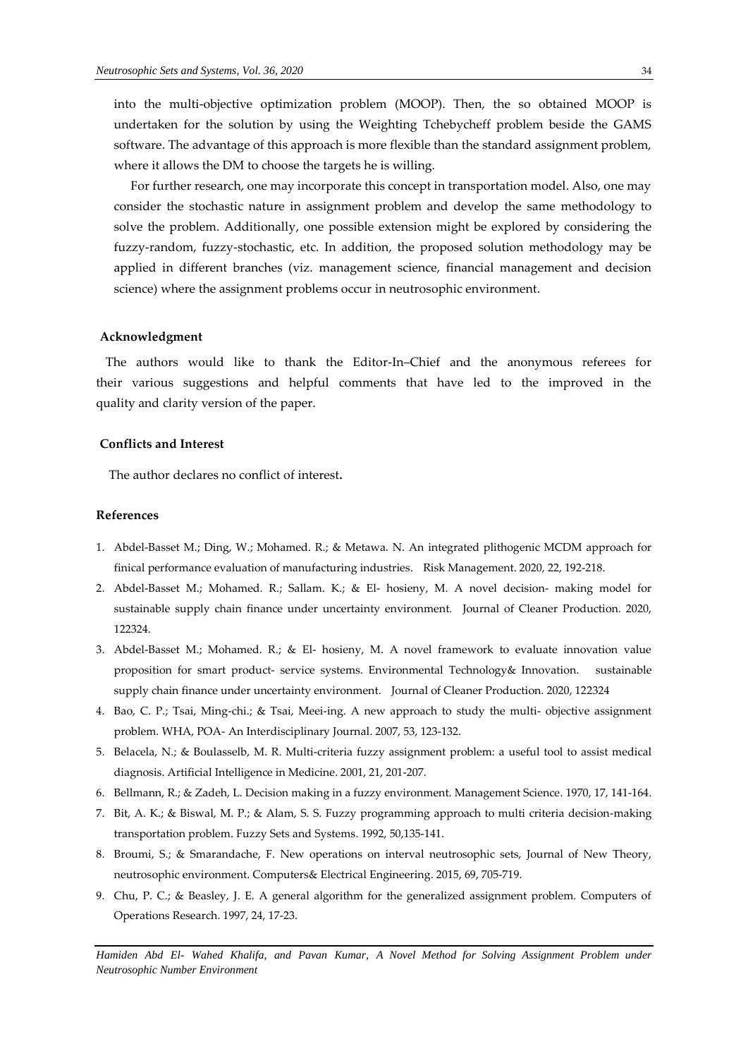into the multi-objective optimization problem (MOOP). Then, the so obtained MOOP is undertaken for the solution by using the Weighting Tchebycheff problem beside the GAMS software. The advantage of this approach is more flexible than the standard assignment problem, where it allows the DM to choose the targets he is willing.

For further research, one may incorporate this concept in transportation model. Also, one may consider the stochastic nature in assignment problem and develop the same methodology to solve the problem. Additionally, one possible extension might be explored by considering the fuzzy-random, fuzzy-stochastic, etc. In addition, the proposed solution methodology may be applied in different branches (viz. management science, financial management and decision science) where the assignment problems occur in neutrosophic environment.

## Acknowledgment

The authors would like to thank the Editor-In–Chief and the anonymous referees for their various suggestions and helpful comments that have led to the improved in the quality and clarity version of the paper.

## Conflicts and Interest

The author declares no conflict of interest**.**

## References

1. Abdel-Basset M.; Ding, W.; Mohamed. R.; & Metawa. N. An integrated plithogenic MCDM approach for finical performance evaluation of manufacturing industries. Risk Management. 2020, 22, 192-218.
2. Abdel-Basset M.; Mohamed. R.; Sallam. K.; & El- hosieny, M. A novel decision- making model for sustainable supply chain finance under uncertainty environment. Journal of Cleaner Production. 2020, 122324.
3. Abdel-Basset M.; Mohamed. R.; & El- hosieny, M. A novel framework to evaluate innovation value proposition for smart product- service systems. Environmental Technology& Innovation. sustainable supply chain finance under uncertainty environment. Journal of Cleaner Production. 2020, 122324
4. Bao, C. P.; Tsai, Ming-chi.; & Tsai, Meei-ing. A new approach to study the multi- objective assignment problem. WHA, POA- An Interdisciplinary Journal. 2007, 53, 123-132.
5. Belacela, N.; & Boulasselb, M. R. Multi-criteria fuzzy assignment problem: a useful tool to assist medical diagnosis. Artificial Intelligence in Medicine. 2001, 21, 201-207.
6. Bellmann, R.; & Zadeh, L. Decision making in a fuzzy environment. Management Science. 1970, 17, 141-164.
7. Bit, A. K.; & Biswal, M. P.; & Alam, S. S. Fuzzy programming approach to multi criteria decision-making transportation problem. Fuzzy Sets and Systems. 1992, 50,135-141.
8. Broumi, S.; & Smarandache, F. New operations on interval neutrosophic sets, Journal of New Theory, neutrosophic environment. Computers& Electrical Engineering. 2015, 69, 705-719.
9. Chu, P. C.; & Beasley, J. E. A general algorithm for the generalized assignment problem. Computers of Operations Research. 1997, 24, 17-23.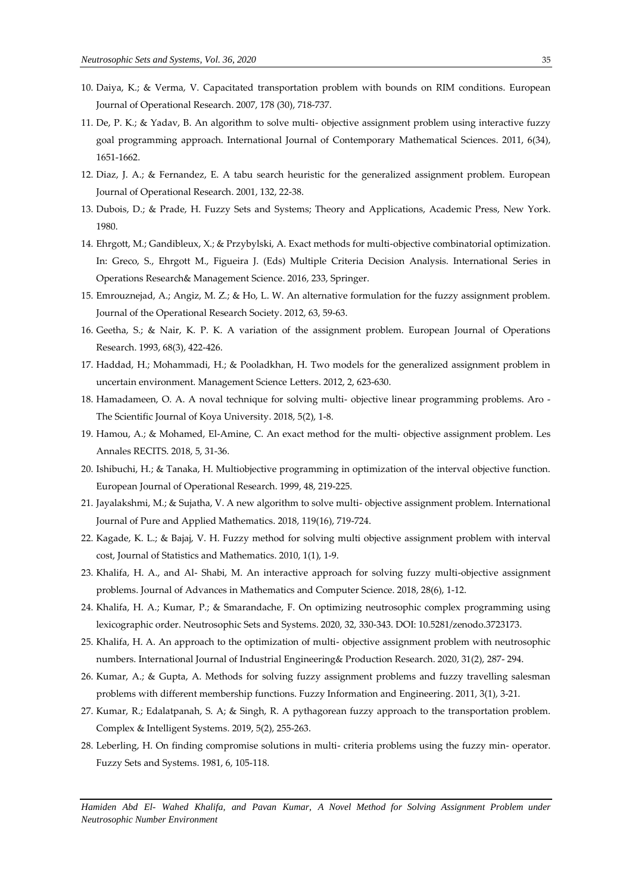10. Daiya, K.; & Verma, V. Capacitated transportation problem with bounds on RIM conditions. European Journal of Operational Research. 2007, 178 (30), 718-737.
11. De, P. K.; & Yadav, B. An algorithm to solve multi- objective assignment problem using interactive fuzzy goal programming approach. International Journal of Contemporary Mathematical Sciences. 2011, 6(34), 1651-1662.
12. Diaz, J. A.; & Fernandez, E. A tabu search heuristic for the generalized assignment problem. European Journal of Operational Research. 2001, 132, 22-38.
13. Dubois, D.; & Prade, H. Fuzzy Sets and Systems; Theory and Applications, Academic Press, New York. 1980.
14. Ehrgott, M.; Gandibleux, X.; & Przybylski, A. Exact methods for multi-objective combinatorial optimization. In: Greco, S., Ehrgott M., Figueira J. (Eds) Multiple Criteria Decision Analysis. International Series in Operations Research& Management Science. 2016, 233, Springer.
15. Emrouznejad, A.; Angiz, M. Z.; & Ho, L. W. An alternative formulation for the fuzzy assignment problem. Journal of the Operational Research Society. 2012, 63, 59-63.
16. Geetha, S.; & Nair, K. P. K. A variation of the assignment problem. European Journal of Operations Research. 1993, 68(3), 422-426.
17. Haddad, H.; Mohammadi, H.; & Pooladkhan, H. Two models for the generalized assignment problem in uncertain environment. Management Science Letters. 2012, 2, 623-630.
18. Hamadameen, O. A. A noval technique for solving multi- objective linear programming problems. Aro - The Scientific Journal of Koya University. 2018, 5(2), 1-8.
19. Hamou, A.; & Mohamed, El-Amine, C. An exact method for the multi- objective assignment problem. Les Annales RECITS. 2018, 5, 31-36.
20. Ishibuchi, H.; & Tanaka, H. Multiobjective programming in optimization of the interval objective function. European Journal of Operational Research. 1999, 48, 219-225.
21. Jayalakshmi, M.; & Sujatha, V. A new algorithm to solve multi- objective assignment problem. International Journal of Pure and Applied Mathematics. 2018, 119(16), 719-724.
22. Kagade, K. L.; & Bajaj, V. H. Fuzzy method for solving multi objective assignment problem with interval cost, Journal of Statistics and Mathematics. 2010, 1(1), 1-9.
23. Khalifa, H. A., and Al- Shabi, M. An interactive approach for solving fuzzy multi-objective assignment problems. Journal of Advances in Mathematics and Computer Science. 2018, 28(6), 1-12.
24. Khalifa, H. A.; Kumar, P.; & Smarandache, F. On optimizing neutrosophic complex programming using lexicographic order. Neutrosophic Sets and Systems. 2020, 32, 330-343. DOI: 10.5281/zenodo.3723173.
25. Khalifa, H. A. An approach to the optimization of multi- objective assignment problem with neutrosophic numbers. International Journal of Industrial Engineering& Production Research. 2020, 31(2), 287- 294.
26. Kumar, A.; & Gupta, A. Methods for solving fuzzy assignment problems and fuzzy travelling salesman problems with different membership functions. Fuzzy Information and Engineering. 2011, 3(1), 3-21.
27. Kumar, R.; Edalatpanah, S. A; & Singh, R. A pythagorean fuzzy approach to the transportation problem. Complex & Intelligent Systems. 2019, 5(2), 255-263.
28. Leberling, H. On finding compromise solutions in multi- criteria problems using the fuzzy min- operator. Fuzzy Sets and Systems. 1981, 6, 105-118.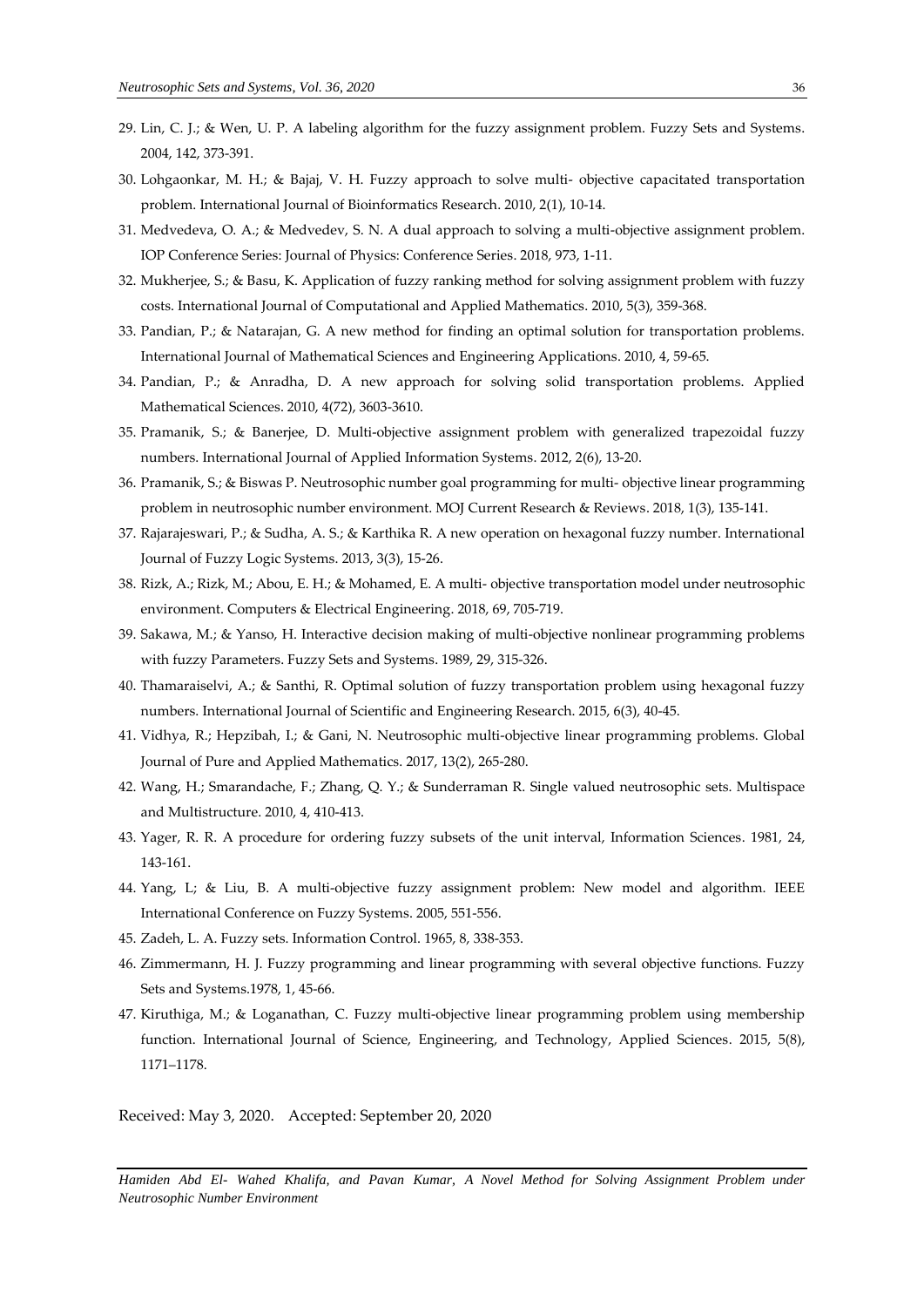29. Lin, C. J.; & Wen, U. P. A labeling algorithm for the fuzzy assignment problem. Fuzzy Sets and Systems. 2004, 142, 373-391.
30. Lohgaonkar, M. H.; & Bajaj, V. H. Fuzzy approach to solve multi- objective capacitated transportation problem. International Journal of Bioinformatics Research. 2010, 2(1), 10-14.
31. Medvedeva, O. A.; & Medvedev, S. N. A dual approach to solving a multi-objective assignment problem. IOP Conference Series: Journal of Physics: Conference Series. 2018, 973, 1-11.
32. Mukherjee, S.; & Basu, K. Application of fuzzy ranking method for solving assignment problem with fuzzy costs. International Journal of Computational and Applied Mathematics. 2010, 5(3), 359-368.
33. Pandian, P.; & Natarajan, G. A new method for finding an optimal solution for transportation problems. International Journal of Mathematical Sciences and Engineering Applications. 2010, 4, 59-65.
34. Pandian, P.; & Anradha, D. A new approach for solving solid transportation problems. Applied Mathematical Sciences. 2010, 4(72), 3603-3610.
35. Pramanik, S.; & Banerjee, D. Multi-objective assignment problem with generalized trapezoidal fuzzy numbers. International Journal of Applied Information Systems. 2012, 2(6), 13-20.
36. Pramanik, S.; & Biswas P. Neutrosophic number goal programming for multi- objective linear programming problem in neutrosophic number environment. MOJ Current Research & Reviews. 2018, 1(3), 135-141.
37. Rajarajeswari, P.; & Sudha, A. S.; & Karthika R. A new operation on hexagonal fuzzy number. International Journal of Fuzzy Logic Systems. 2013, 3(3), 15-26.
38. Rizk, A.; Rizk, M.; Abou, E. H.; & Mohamed, E. A multi- objective transportation model under neutrosophic environment. Computers & Electrical Engineering. 2018, 69, 705-719.
39. Sakawa, M.; & Yanso, H. Interactive decision making of multi-objective nonlinear programming problems with fuzzy Parameters. Fuzzy Sets and Systems. 1989, 29, 315-326.
40. Thamaraiselvi, A.; & Santhi, R. Optimal solution of fuzzy transportation problem using hexagonal fuzzy numbers. International Journal of Scientific and Engineering Research. 2015, 6(3), 40-45.
41. Vidhya, R.; Hepzibah, I.; & Gani, N. Neutrosophic multi-objective linear programming problems. Global Journal of Pure and Applied Mathematics. 2017, 13(2), 265-280.
42. Wang, H.; Smarandache, F.; Zhang, Q. Y.; & Sunderraman R. Single valued neutrosophic sets. Multispace and Multistructure. 2010, 4, 410-413.
43. Yager, R. R. A procedure for ordering fuzzy subsets of the unit interval, Information Sciences. 1981, 24, 143-161.
44. Yang, L; & Liu, B. A multi-objective fuzzy assignment problem: New model and algorithm. IEEE International Conference on Fuzzy Systems. 2005, 551-556.
45. Zadeh, L. A. Fuzzy sets. Information Control. 1965, 8, 338-353.
46. Zimmermann, H. J. Fuzzy programming and linear programming with several objective functions. Fuzzy Sets and Systems.1978, 1, 45-66.
47. Kiruthiga, M.; & Loganathan, C. Fuzzy multi-objective linear programming problem using membership function. International Journal of Science, Engineering, and Technology, Applied Sciences. 2015, 5(8), 1171–1178.

Received: May 3, 2020. Accepted: September 20, 2020